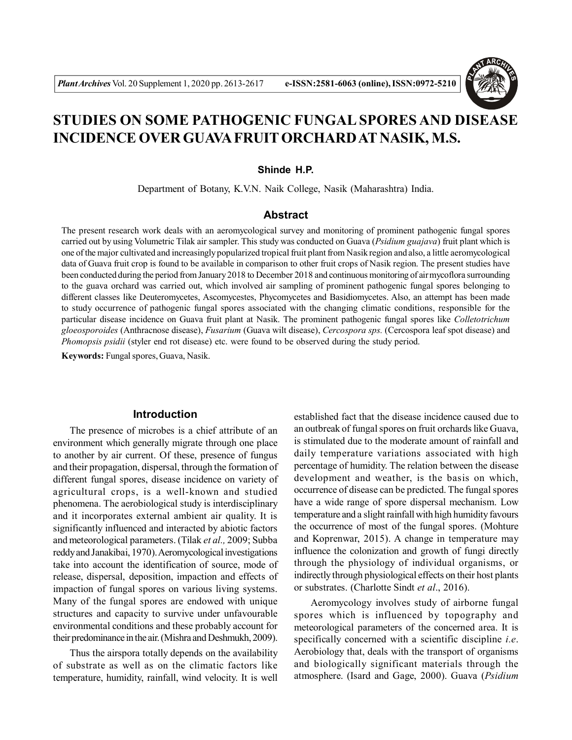# STUDIES ON SOME PATHOGENIC FUNGAL SPORES AND DISEASE INCIDENCE OVER GUAVA FRUIT ORCHARD AT NASIK, M.S.

**Shinde H.P.**

Department of Botany, K.V.N. Naik College, Nasik (Maharashtra) India.

## Abstract

The present research work deals with an aeromycological survey and monitoring of prominent pathogenic fungal spores carried out by using Volumetric Tilak air sampler. This study was conducted on Guava (*Psidium guajava*) fruit plant which is one of the major cultivated and increasingly popularized tropical fruit plant from Nasik region and also, a little aeromycological data of Guava fruit crop is found to be available in comparison to other fruit crops of Nasik region. The present studies have been conducted during the period from January 2018 to December 2018 and continuous monitoring of air mycoflora surrounding to the guava orchard was carried out, which involved air sampling of prominent pathogenic fungal spores belonging to different classes like Deuteromycetes, Ascomycestes, Phycomycetes and Basidiomycetes. Also, an attempt has been made to study occurrence of pathogenic fungal spores associated with the changing climatic conditions, responsible for the particular disease incidence on Guava fruit plant at Nasik. The prominent pathogenic fungal spores like *Colletotrichum gloeosporoides* (Anthracnose disease), *Fusarium* (Guava wilt disease), *Cercospora sps.* (Cercospora leaf spot disease) and *Phomopsis psidii* (styler end rot disease) etc. were found to be observed during the study period.

**Keywords:** Fungal spores, Guava, Nasik.

## Introduction

The presence of microbes is a chief attribute of an environment which generally migrate through one place to another by air current. Of these, presence of fungus and their propagation, dispersal, through the formation of different fungal spores, disease incidence on variety of agricultural crops, is a well-known and studied phenomena. The aerobiological study is interdisciplinary and it incorporates external ambient air quality. It is significantly influenced and interacted by abiotic factors and meteorological parameters. (Tilak *et al.,* 2009; Subba reddy and Janakibai, 1970). Aeromycological investigations take into account the identification of source, mode of release, dispersal, deposition, impaction and effects of impaction of fungal spores on various living systems. Many of the fungal spores are endowed with unique structures and capacity to survive under unfavourable environmental conditions and these probably account for their predominance in the air. (Mishra and Deshmukh, 2009).

Thus the airspora totally depends on the availability of substrate as well as on the climatic factors like temperature, humidity, rainfall, wind velocity. It is well established fact that the disease incidence caused due to an outbreak of fungal spores on fruit orchards like Guava, is stimulated due to the moderate amount of rainfall and daily temperature variations associated with high percentage of humidity. The relation between the disease development and weather, is the basis on which, occurrence of disease can be predicted. The fungal spores have a wide range of spore dispersal mechanism. Low temperature and a slight rainfall with high humidity favours the occurrence of most of the fungal spores. (Mohture and Koprenwar, 2015). A change in temperature may influence the colonization and growth of fungi directly through the physiology of individual organisms, or indirectly through physiological effects on their host plants or substrates. (Charlotte Sindt *et al*., 2016).

Aeromycology involves study of airborne fungal spores which is influenced by topography and meteorological parameters of the concerned area. It is specifically concerned with a scientific discipline *i.e*. Aerobiology that, deals with the transport of organisms and biologically significant materials through the atmosphere. (Isard and Gage, 2000). Guava (*Psidium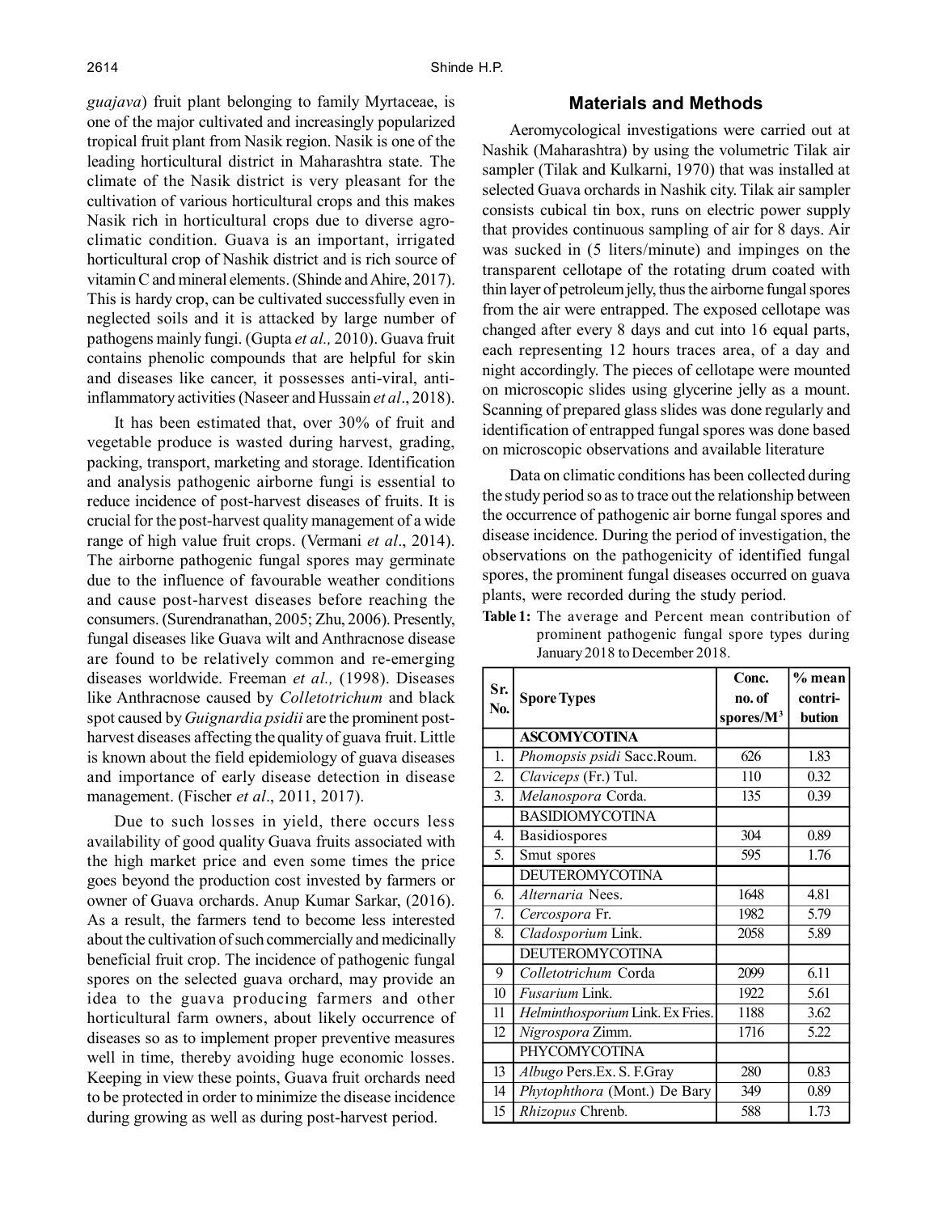*guajava*) fruit plant belonging to family Myrtaceae, is one of the major cultivated and increasingly popularized tropical fruit plant from Nasik region. Nasik is one of the leading horticultural district in Maharashtra state. The climate of the Nasik district is very pleasant for the cultivation of various horticultural crops and this makes Nasik rich in horticultural crops due to diverse agro-climatic condition. Guava is an important, irrigated horticultural crop of Nashik district and is rich source of vitamin C and mineral elements. (Shinde and Ahire, 2017). This is hardy crop, can be cultivated successfully even in neglected soils and it is attacked by large number of pathogens mainly fungi. (Gupta *et al.,* 2010). Guava fruit contains phenolic compounds that are helpful for skin and diseases like cancer, it possesses anti-viral, anti-inflammatory activities (Naseer and Hussain *et al*., 2018).

It has been estimated that, over 30% of fruit and vegetable produce is wasted during harvest, grading, packing, transport, marketing and storage. Identification and analysis pathogenic airborne fungi is essential to reduce incidence of post-harvest diseases of fruits. It is crucial for the post-harvest quality management of a wide range of high value fruit crops. (Vermani *et al*., 2014). The airborne pathogenic fungal spores may germinate due to the influence of favourable weather conditions and cause post-harvest diseases before reaching the consumers. (Surendranathan, 2005; Zhu, 2006). Presently, fungal diseases like Guava wilt and Anthracnose disease are found to be relatively common and re-emerging diseases worldwide. Freeman *et al.,* (1998). Diseases like Anthracnose caused by *Colletotrichum* and black spot caused by *Guignardia psidii* are the prominent post-harvest diseases affecting the quality of guava fruit. Little is known about the field epidemiology of guava diseases and importance of early disease detection in disease management. (Fischer *et al*., 2011, 2017).

Due to such losses in yield, there occurs less availability of good quality Guava fruits associated with the high market price and even some times the price goes beyond the production cost invested by farmers or owner of Guava orchards. Anup Kumar Sarkar, (2016). As a result, the farmers tend to become less interested about the cultivation of such commercially and medicinally beneficial fruit crop. The incidence of pathogenic fungal spores on the selected guava orchard, may provide an idea to the guava producing farmers and other horticultural farm owners, about likely occurrence of diseases so as to implement proper preventive measures well in time, thereby avoiding huge economic losses. Keeping in view these points, Guava fruit orchards need to be protected in order to minimize the disease incidence during growing as well as during post-harvest period.

## Materials and Methods

Aeromycological investigations were carried out at Nashik (Maharashtra) by using the volumetric Tilak air sampler (Tilak and Kulkarni, 1970) that was installed at selected Guava orchards in Nashik city. Tilak air sampler consists cubical tin box, runs on electric power supply that provides continuous sampling of air for 8 days. Air was sucked in (5 liters/minute) and impinges on the transparent cellotape of the rotating drum coated with thin layer of petroleum jelly, thus the airborne fungal spores from the air were entrapped. The exposed cellotape was changed after every 8 days and cut into 16 equal parts, each representing 12 hours traces area, of a day and night accordingly. The pieces of cellotape were mounted on microscopic slides using glycerine jelly as a mount. Scanning of prepared glass slides was done regularly and identification of entrapped fungal spores was done based on microscopic observations and available literature

Data on climatic conditions has been collected during the study period so as to trace out the relationship between the occurrence of pathogenic air borne fungal spores and disease incidence. During the period of investigation, the observations on the pathogenicity of identified fungal spores, the prominent fungal diseases occurred on guava plants, were recorded during the study period.

**Table 1:** The average and Percent mean contribution of prominent pathogenic fungal spore types during January 2018 to December 2018.

| Sr. No. | Spore Types | Conc. no. of spores/M$^3$ | % mean contri-bution |
|---|---|---|---|
| | **ASCOMYCOTINA** | | |
| 1. | *Phomopsis psidi* Sacc.Roum. | 626 | 1.83 |
| 2. | *Claviceps* (Fr.) Tul. | 110 | 0.32 |
| 3. | *Melanospora* Corda. | 135 | 0.39 |
| | BASIDIOMYCOTINA | | |
| 4. | Basidiospores | 304 | 0.89 |
| 5. | Smut spores | 595 | 1.76 |
| | DEUTEROMYCOTINA | | |
| 6. | *Alternaria* Nees. | 1648 | 4.81 |
| 7. | *Cercospora* Fr. | 1982 | 5.79 |
| 8. | *Cladosporium* Link. | 2058 | 5.89 |
| | DEUTEROMYCOTINA | | |
| 9 | *Colletotrichum* Corda | 2099 | 6.11 |
| 10 | *Fusarium* Link. | 1922 | 5.61 |
| 11 | *Helminthosporium* Link. Ex Fries. | 1188 | 3.62 |
| 12 | *Nigrospora* Zimm. | 1716 | 5.22 |
| | PHYCOMYCOTINA | | |
| 13 | *Albugo* Pers.Ex. S. F.Gray | 280 | 0.83 |
| 14 | *Phytophthora* (Mont.) De Bary | 349 | 0.89 |
| 15 | *Rhizopus* Chrenb. | 588 | 1.73 |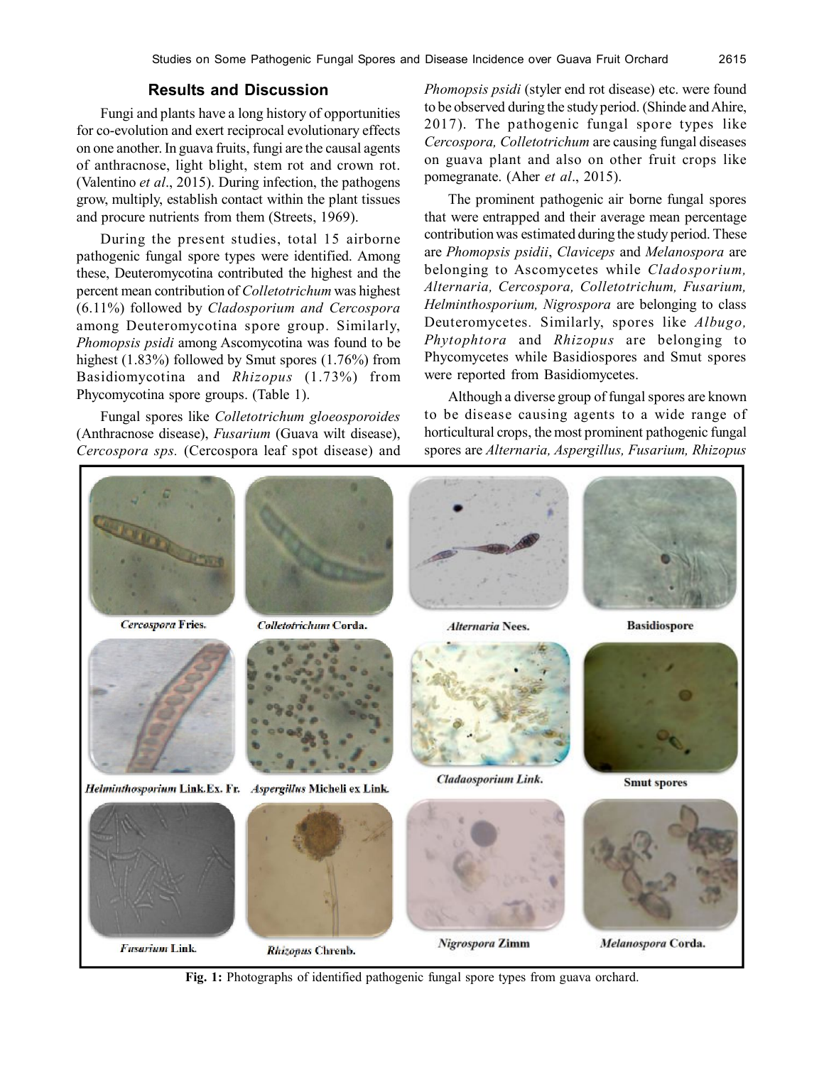## Results and Discussion

Fungi and plants have a long history of opportunities for co-evolution and exert reciprocal evolutionary effects on one another. In guava fruits, fungi are the causal agents of anthracnose, light blight, stem rot and crown rot. (Valentino *et al*., 2015). During infection, the pathogens grow, multiply, establish contact within the plant tissues and procure nutrients from them (Streets, 1969).

During the present studies, total 15 airborne pathogenic fungal spore types were identified. Among these, Deuteromycotina contributed the highest and the percent mean contribution of *Colletotrichum* was highest (6.11%) followed by *Cladosporium and Cercospora* among Deuteromycotina spore group. Similarly, *Phomopsis psidi* among Ascomycotina was found to be highest (1.83%) followed by Smut spores (1.76%) from Basidiomycotina and *Rhizopus* (1.73%) from Phycomycotina spore groups. (Table 1).

Fungal spores like *Colletotrichum gloeosporoides* (Anthracnose disease), *Fusarium* (Guava wilt disease), *Cercospora sps.* (Cercospora leaf spot disease) and *Phomopsis psidi* (styler end rot disease) etc. were found to be observed during the study period. (Shinde and Ahire, 2017). The pathogenic fungal spore types like *Cercospora, Colletotrichum* are causing fungal diseases on guava plant and also on other fruit crops like pomegranate. (Aher *et al*., 2015).

The prominent pathogenic air borne fungal spores that were entrapped and their average mean percentage contribution was estimated during the study period. These are *Phomopsis psidii*, *Claviceps* and *Melanospora* are belonging to Ascomycetes while *Cladosporium, Alternaria, Cercospora, Colletotrichum, Fusarium, Helminthosporium, Nigrospora* are belonging to class Deuteromycetes. Similarly, spores like *Albugo, Phytophtora* and *Rhizopus* are belonging to Phycomycetes while Basidiospores and Smut spores were reported from Basidiomycetes.

Although a diverse group of fungal spores are known to be disease causing agents to a wide range of horticultural crops, the most prominent pathogenic fungal spores are *Alternaria, Aspergillus, Fusarium, Rhizopus*

*Cercospora* Fries. | *Colletotrichum* Corda. | *Alternaria* Nees. | Basidiospore | *Helminthosporium* Link.Ex. Fr. | *Aspergillus* Micheli ex Link. | *Cladaosporium* Link. | Smut spores | *Fusarium* Link. | *Rhizopus* Chrenb. | *Nigrospora* Zimm | *Melanospora* Corda.

**Fig. 1:** Photographs of identified pathogenic fungal spore types from guava orchard.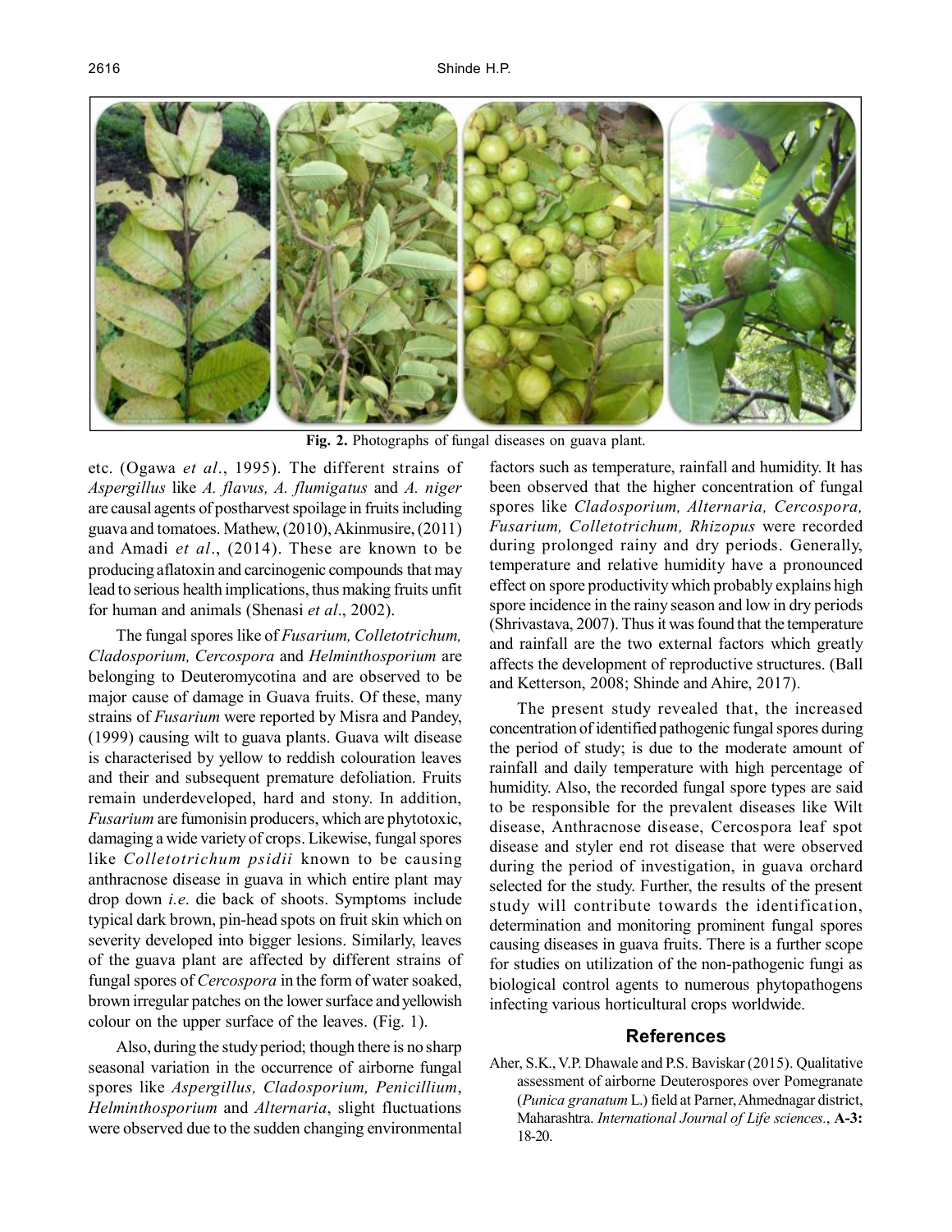Fig. 2. Photographs of fungal diseases on guava plant.

etc. (Ogawa *et al*., 1995). The different strains of *Aspergillus* like *A. flavus, A. flumigatus* and *A. niger* are causal agents of postharvest spoilage in fruits including guava and tomatoes. Mathew, (2010), Akinmusire, (2011) and Amadi *et al*., (2014). These are known to be producing aflatoxin and carcinogenic compounds that may lead to serious health implications, thus making fruits unfit for human and animals (Shenasi *et al*., 2002).

The fungal spores like of *Fusarium, Colletotrichum, Cladosporium, Cercospora* and *Helminthosporium* are belonging to Deuteromycotina and are observed to be major cause of damage in Guava fruits. Of these, many strains of *Fusarium* were reported by Misra and Pandey, (1999) causing wilt to guava plants. Guava wilt disease is characterised by yellow to reddish colouration leaves and their and subsequent premature defoliation. Fruits remain underdeveloped, hard and stony. In addition, *Fusarium* are fumonisin producers, which are phytotoxic, damaging a wide variety of crops. Likewise, fungal spores like *Colletotrichum psidii* known to be causing anthracnose disease in guava in which entire plant may drop down *i.e*. die back of shoots. Symptoms include typical dark brown, pin-head spots on fruit skin which on severity developed into bigger lesions. Similarly, leaves of the guava plant are affected by different strains of fungal spores of *Cercospora* in the form of water soaked, brown irregular patches on the lower surface and yellowish colour on the upper surface of the leaves. (Fig. 1).

Also, during the study period; though there is no sharp seasonal variation in the occurrence of airborne fungal spores like *Aspergillus, Cladosporium, Penicillium*, *Helminthosporium* and *Alternaria*, slight fluctuations were observed due to the sudden changing environmental factors such as temperature, rainfall and humidity. It has been observed that the higher concentration of fungal spores like *Cladosporium, Alternaria, Cercospora, Fusarium, Colletotrichum, Rhizopus* were recorded during prolonged rainy and dry periods. Generally, temperature and relative humidity have a pronounced effect on spore productivity which probably explains high spore incidence in the rainy season and low in dry periods (Shrivastava, 2007). Thus it was found that the temperature and rainfall are the two external factors which greatly affects the development of reproductive structures. (Ball and Ketterson, 2008; Shinde and Ahire, 2017).

The present study revealed that, the increased concentration of identified pathogenic fungal spores during the period of study; is due to the moderate amount of rainfall and daily temperature with high percentage of humidity. Also, the recorded fungal spore types are said to be responsible for the prevalent diseases like Wilt disease, Anthracnose disease, Cercospora leaf spot disease and styler end rot disease that were observed during the period of investigation, in guava orchard selected for the study. Further, the results of the present study will contribute towards the identification, determination and monitoring prominent fungal spores causing diseases in guava fruits. There is a further scope for studies on utilization of the non-pathogenic fungi as biological control agents to numerous phytopathogens infecting various horticultural crops worldwide.

## References

Aher, S.K., V.P. Dhawale and P.S. Baviskar (2015). Qualitative assessment of airborne Deuterospores over Pomegranate (*Punica granatum* L.) field at Parner, Ahmednagar district, Maharashtra. *International Journal of Life sciences.*, **A-3:** 18-20.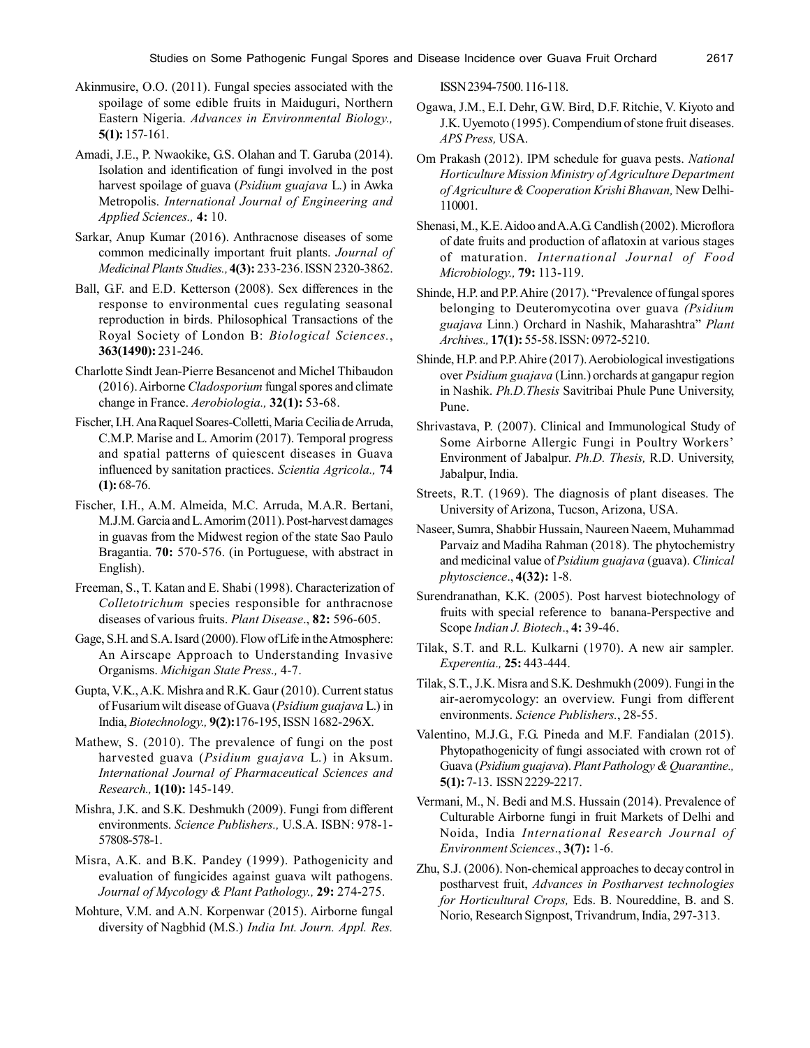Akinmusire, O.O. (2011). Fungal species associated with the spoilage of some edible fruits in Maiduguri, Northern Eastern Nigeria. *Advances in Environmental Biology.,* **5(1):** 157-161.

Amadi, J.E., P. Nwaokike, G.S. Olahan and T. Garuba (2014). Isolation and identification of fungi involved in the post harvest spoilage of guava (*Psidium guajava* L.) in Awka Metropolis. *International Journal of Engineering and Applied Sciences.,* **4:** 10.

Sarkar, Anup Kumar (2016). Anthracnose diseases of some common medicinally important fruit plants. *Journal of Medicinal Plants Studies.,* **4(3):** 233-236. ISSN 2320-3862.

Ball, G.F. and E.D. Ketterson (2008). Sex differences in the response to environmental cues regulating seasonal reproduction in birds. Philosophical Transactions of the Royal Society of London B: *Biological Sciences.*, **363(1490):** 231-246.

Charlotte Sindt Jean-Pierre Besancenot and Michel Thibaudon (2016). Airborne *Cladosporium* fungal spores and climate change in France. *Aerobiologia.,* **32(1):** 53-68.

Fischer, I.H. Ana Raquel Soares-Colletti, Maria Cecilia de Arruda, C.M.P. Marise and L. Amorim (2017). Temporal progress and spatial patterns of quiescent diseases in Guava influenced by sanitation practices. *Scientia Agricola.,* **74 (1):** 68-76.

Fischer, I.H., A.M. Almeida, M.C. Arruda, M.A.R. Bertani, M.J.M. Garcia and L. Amorim (2011). Post-harvest damages in guavas from the Midwest region of the state Sao Paulo Bragantia. **70:** 570-576. (in Portuguese, with abstract in English).

Freeman, S., T. Katan and E. Shabi (1998). Characterization of *Colletotrichum* species responsible for anthracnose diseases of various fruits. *Plant Disease*., **82:** 596-605.

Gage, S.H. and S.A. Isard (2000). Flow of Life in the Atmosphere: An Airscape Approach to Understanding Invasive Organisms. *Michigan State Press.,* 4-7.

Gupta, V.K., A.K. Mishra and R.K. Gaur (2010). Current status of Fusarium wilt disease of Guava (*Psidium guajava* L.) in India, *Biotechnology.,* **9(2):**176-195, ISSN 1682-296X.

Mathew, S. (2010). The prevalence of fungi on the post harvested guava (*Psidium guajava* L.) in Aksum. *International Journal of Pharmaceutical Sciences and Research.,* **1(10):** 145-149.

Mishra, J.K. and S.K. Deshmukh (2009). Fungi from different environments. *Science Publishers.,* U.S.A. ISBN: 978-1-57808-578-1.

Misra, A.K. and B.K. Pandey (1999). Pathogenicity and evaluation of fungicides against guava wilt pathogens. *Journal of Mycology & Plant Pathology.,* **29:** 274-275.

Mohture, V.M. and A.N. Korpenwar (2015). Airborne fungal diversity of Nagbhid (M.S.) *India Int. Journ. Appl. Res.* ISSN 2394-7500. 116-118.

Ogawa, J.M., E.I. Dehr, G.W. Bird, D.F. Ritchie, V. Kiyoto and J.K. Uyemoto (1995). Compendium of stone fruit diseases. *APS Press,* USA.

Om Prakash (2012). IPM schedule for guava pests. *National Horticulture Mission Ministry of Agriculture Department of Agriculture & Cooperation Krishi Bhawan,* New Delhi-110001.

Shenasi, M., K.E. Aidoo and A.A.G. Candlish (2002). Microflora of date fruits and production of aflatoxin at various stages of maturation. *International Journal of Food Microbiology.,* **79:** 113-119.

Shinde, H.P. and P.P. Ahire (2017). "Prevalence of fungal spores belonging to Deuteromycotina over guava *(Psidium guajava* Linn.) Orchard in Nashik, Maharashtra" *Plant Archives.,* **17(1):** 55-58. ISSN: 0972-5210.

Shinde, H.P. and P.P. Ahire (2017). Aerobiological investigations over *Psidium guajava* (Linn.) orchards at gangapur region in Nashik. *Ph.D.Thesis* Savitribai Phule Pune University, Pune.

Shrivastava, P. (2007). Clinical and Immunological Study of Some Airborne Allergic Fungi in Poultry Workers' Environment of Jabalpur. *Ph.D. Thesis,* R.D. University, Jabalpur, India.

Streets, R.T. (1969). The diagnosis of plant diseases. The University of Arizona, Tucson, Arizona, USA.

Naseer, Sumra, Shabbir Hussain, Naureen Naeem, Muhammad Parvaiz and Madiha Rahman (2018). The phytochemistry and medicinal value of *Psidium guajava* (guava). *Clinical phytoscience*., **4(32):** 1-8.

Surendranathan, K.K. (2005). Post harvest biotechnology of fruits with special reference to banana-Perspective and Scope *Indian J. Biotech*., **4:** 39-46.

Tilak, S.T. and R.L. Kulkarni (1970). A new air sampler. *Experentia.,* **25:** 443-444.

Tilak, S.T., J.K. Misra and S.K. Deshmukh (2009). Fungi in the air-aeromycology: an overview. Fungi from different environments. *Science Publishers.*, 28-55.

Valentino, M.J.G., F.G. Pineda and M.F. Fandialan (2015). Phytopathogenicity of fungi associated with crown rot of Guava (*Psidium guajava*). *Plant Pathology & Quarantine.,* **5(1):** 7-13. ISSN 2229-2217.

Vermani, M., N. Bedi and M.S. Hussain (2014). Prevalence of Culturable Airborne fungi in fruit Markets of Delhi and Noida, India *International Research Journal of Environment Sciences*., **3(7):** 1-6.

Zhu, S.J. (2006). Non-chemical approaches to decay control in postharvest fruit, *Advances in Postharvest technologies for Horticultural Crops,* Eds. B. Noureddine, B. and S. Norio, Research Signpost, Trivandrum, India, 297-313.